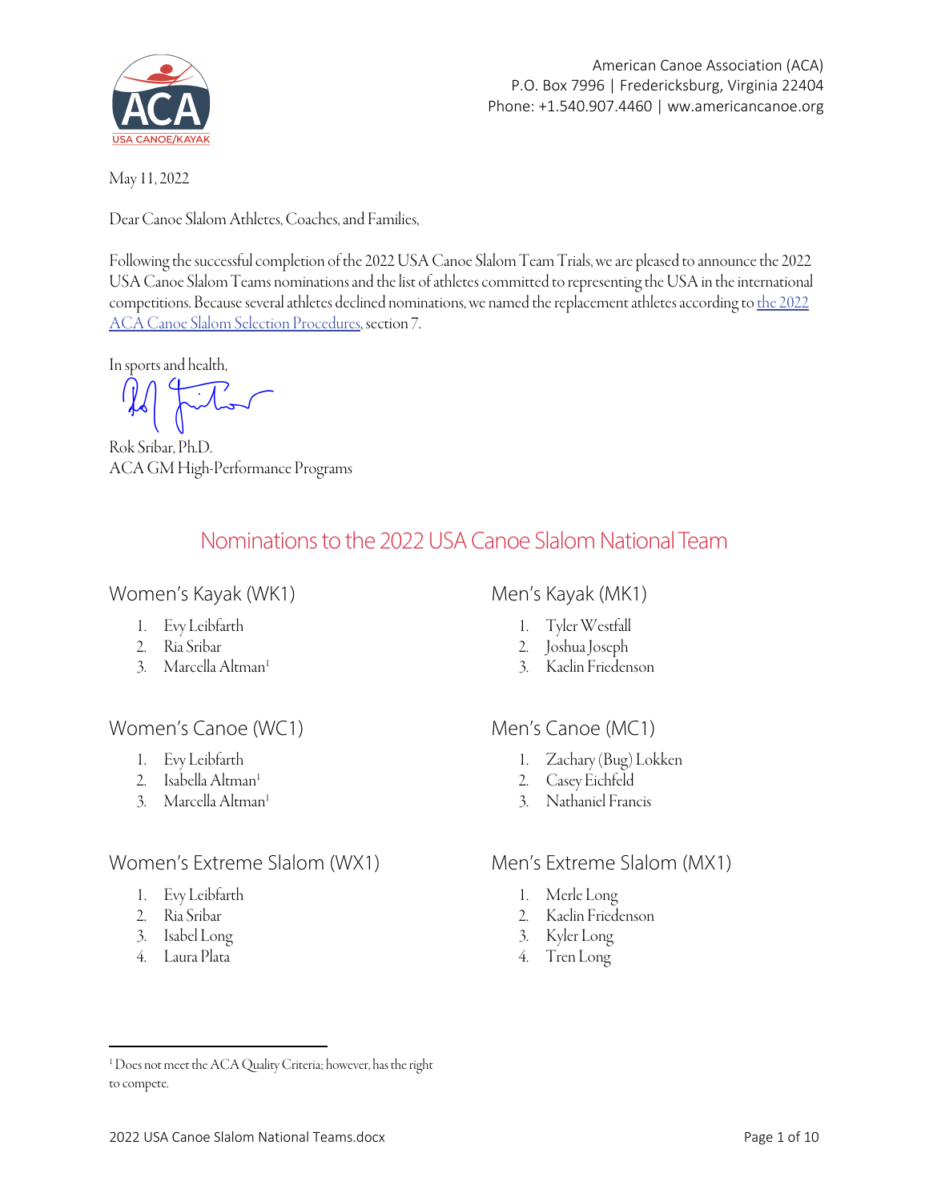American Canoe Association (ACA)
P.O. Box 7996 | Fredericksburg, Virginia 22404
Phone: +1.540.907.4460 | www.americancanoe.org

May 11, 2022

Dear Canoe Slalom Athletes, Coaches, and Families,

Following the successful completion of the 2022 USA Canoe Slalom Team Trials, we are pleased to announce the 2022 USA Canoe Slalom Teams nominations and the list of athletes committed to representing the USA in the international competitions. Because several athletes declined nominations, we named the replacement athletes according to the 2022 ACA Canoe Slalom Selection Procedures, section 7.

In sports and health,

Rok Sribar, Ph.D.
ACA GM High-Performance Programs

## Nominations to the 2022 USA Canoe Slalom National Team

### Women's Kayak (WK1)

1. Evy Leibfarth
2. Ria Sribar
3. Marcella Altman[1]

### Men's Kayak (MK1)

1. Tyler Westfall
2. Joshua Joseph
3. Kaelin Friedenson

### Women's Canoe (WC1)

1. Evy Leibfarth
2. Isabella Altman[1]
3. Marcella Altman[1]

### Men's Canoe (MC1)

1. Zachary (Bug) Lokken
2. Casey Eichfeld
3. Nathaniel Francis

### Women's Extreme Slalom (WX1)

1. Evy Leibfarth
2. Ria Sribar
3. Isabel Long
4. Laura Plata

### Men's Extreme Slalom (MX1)

1. Merle Long
2. Kaelin Friedenson
3. Kyler Long
4. Tren Long

---

[1] Does not meet the ACA Quality Criteria; however, has the right to compete.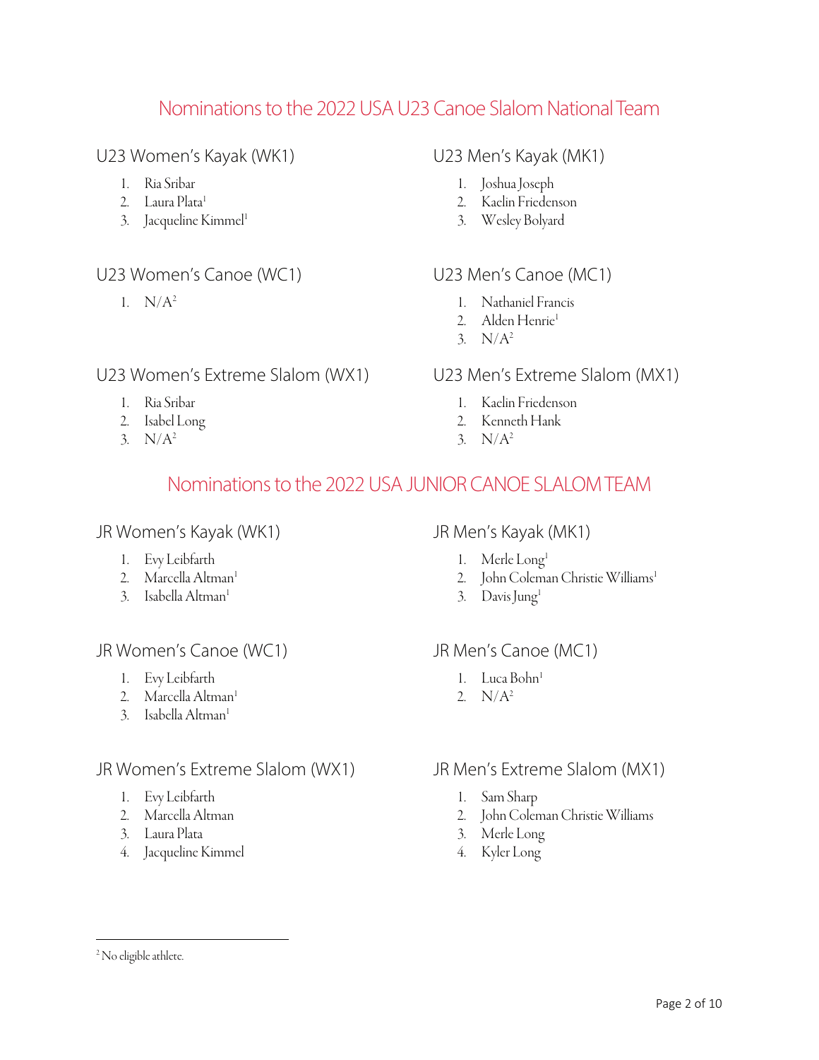## Nominations to the 2022 USA U23 Canoe Slalom National Team

### U23 Women's Kayak (WK1)

1. Ria Sribar
2. Laura Plata[1]
3. Jacqueline Kimmel[1]

### U23 Women's Canoe (WC1)

1. N/A[2]

### U23 Women's Extreme Slalom (WX1)

1. Ria Sribar
2. Isabel Long
3. N/A[2]

### U23 Men's Kayak (MK1)

1. Joshua Joseph
2. Kaelin Friedenson
3. Wesley Bolyard

### U23 Men's Canoe (MC1)

1. Nathaniel Francis
2. Alden Henrie[1]
3. N/A[2]

### U23 Men's Extreme Slalom (MX1)

1. Kaelin Friedenson
2. Kenneth Hank
3. N/A[2]

## Nominations to the 2022 USA JUNIOR CANOE SLALOM TEAM

### JR Women's Kayak (WK1)

1. Evy Leibfarth
2. Marcella Altman[1]
3. Isabella Altman[1]

### JR Women's Canoe (WC1)

1. Evy Leibfarth
2. Marcella Altman[1]
3. Isabella Altman[1]

### JR Women's Extreme Slalom (WX1)

1. Evy Leibfarth
2. Marcella Altman
3. Laura Plata
4. Jacqueline Kimmel

### JR Men's Kayak (MK1)

1. Merle Long[1]
2. John Coleman Christie Williams[1]
3. Davis Jung[1]

### JR Men's Canoe (MC1)

1. Luca Bohn[1]
2. N/A[2]

### JR Men's Extreme Slalom (MX1)

1. Sam Sharp
2. John Coleman Christie Williams
3. Merle Long
4. Kyler Long

---

[2] No eligible athlete.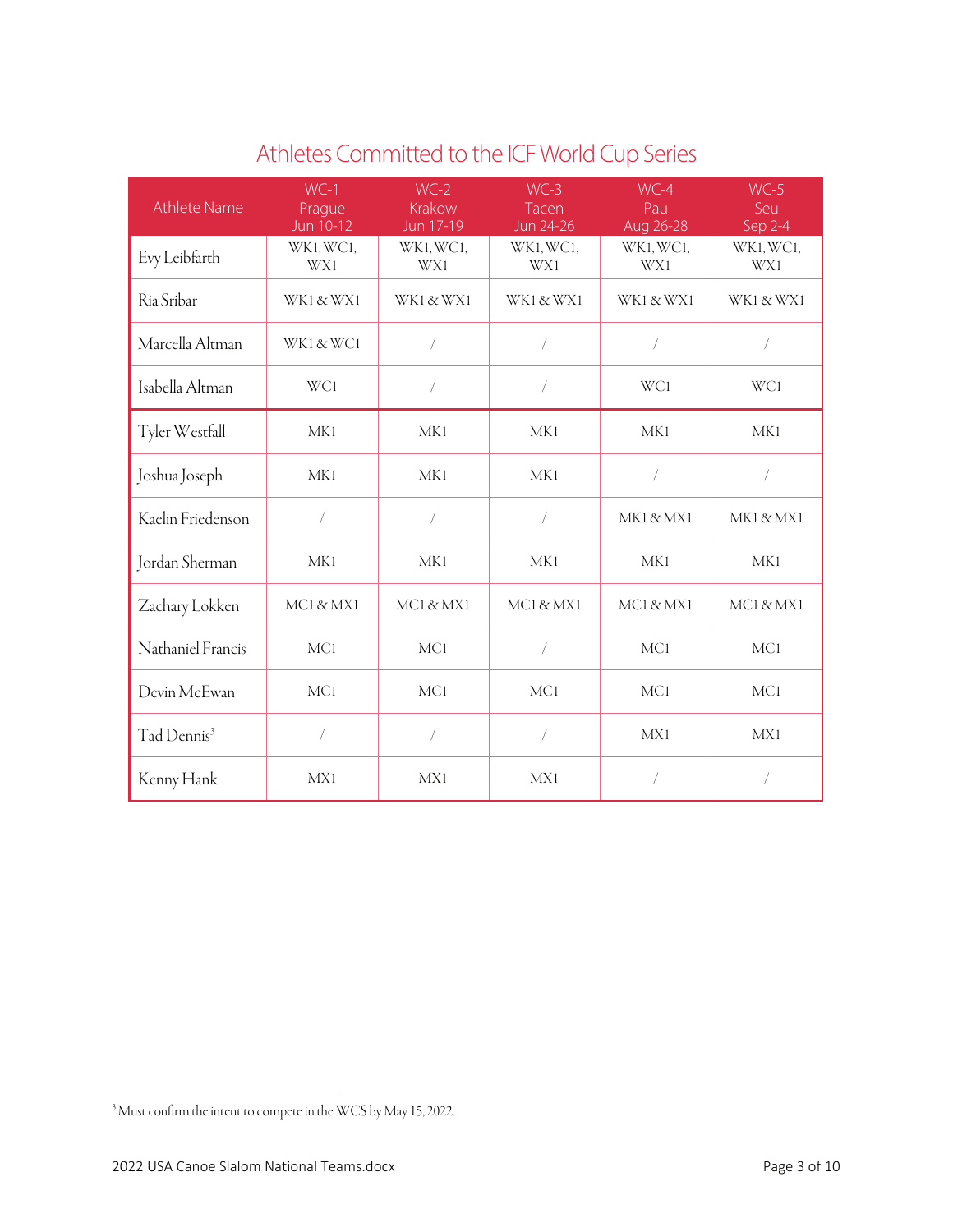## Athletes Committed to the ICF World Cup Series

| Athlete Name | WC-1 Prague Jun 10-12 | WC-2 Krakow Jun 17-19 | WC-3 Tacen Jun 24-26 | WC-4 Pau Aug 26-28 | WC-5 Seu Sep 2-4 |
|---|---|---|---|---|---|
| Evy Leibfarth | WK1, WC1, WX1 | WK1, WC1, WX1 | WK1, WC1, WX1 | WK1, WC1, WX1 | WK1, WC1, WX1 |
| Ria Sribar | WK1 & WX1 | WK1 & WX1 | WK1 & WX1 | WK1 & WX1 | WK1 & WX1 |
| Marcella Altman | WK1 & WC1 | / | / | / | / |
| Isabella Altman | WC1 | / | / | WC1 | WC1 |
| Tyler Westfall | MK1 | MK1 | MK1 | MK1 | MK1 |
| Joshua Joseph | MK1 | MK1 | MK1 | / | / |
| Kaelin Friedenson | / | / | / | MK1 & MX1 | MK1 & MX1 |
| Jordan Sherman | MK1 | MK1 | MK1 | MK1 | MK1 |
| Zachary Lokken | MC1 & MX1 | MC1 & MX1 | MC1 & MX1 | MC1 & MX1 | MC1 & MX1 |
| Nathaniel Francis | MC1 | MC1 | / | MC1 | MC1 |
| Devin McEwan | MC1 | MC1 | MC1 | MC1 | MC1 |
| Tad Dennis[3] | / | / | / | MX1 | MX1 |
| Kenny Hank | MX1 | MX1 | MX1 | / | / |

[3] Must confirm the intent to compete in the WCS by May 15, 2022.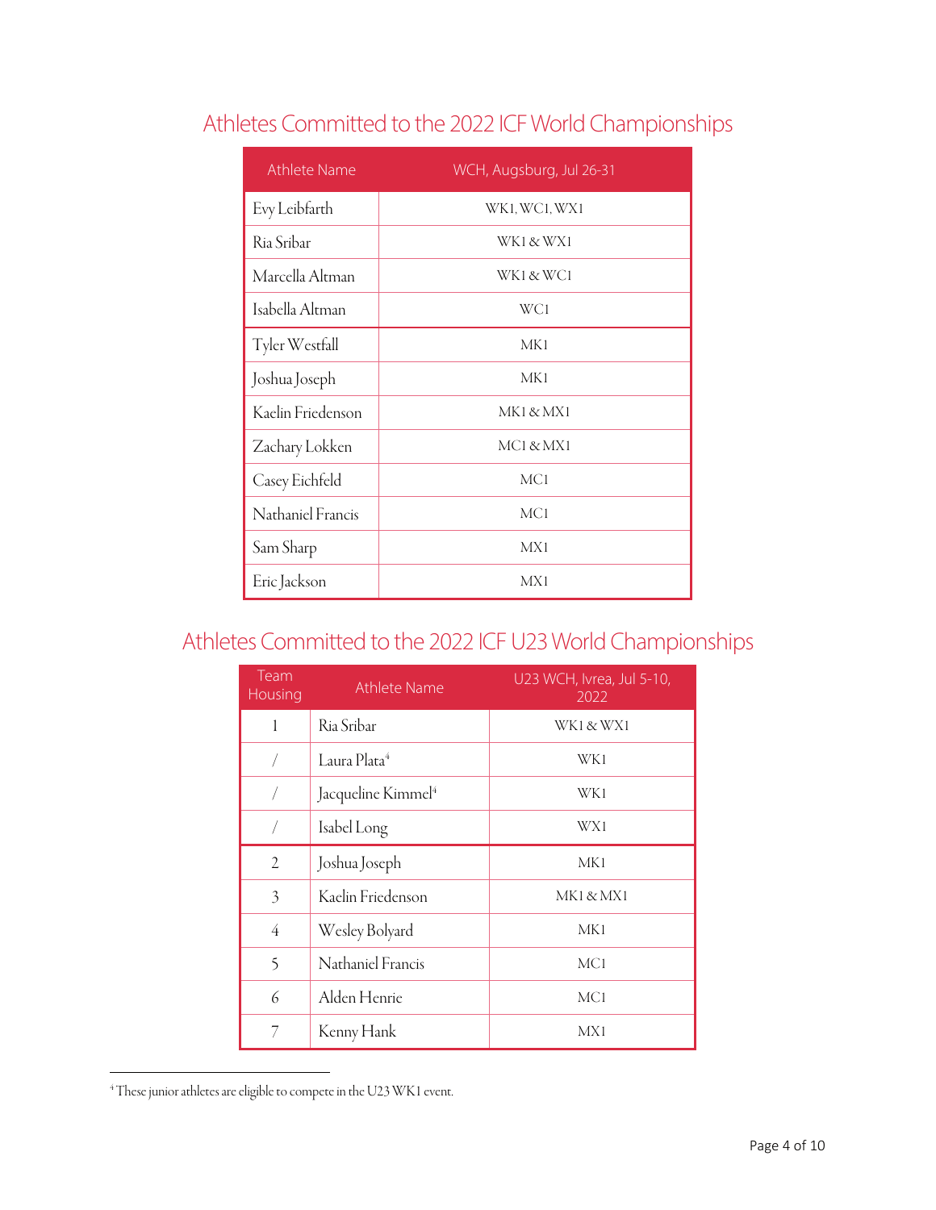## Athletes Committed to the 2022 ICF World Championships

| Athlete Name | WCH, Augsburg, Jul 26-31 |
|---|---|
| Evy Leibfarth | WK1, WC1, WX1 |
| Ria Sribar | WK1 & WX1 |
| Marcella Altman | WK1 & WC1 |
| Isabella Altman | WC1 |
| Tyler Westfall | MK1 |
| Joshua Joseph | MK1 |
| Kaelin Friedenson | MK1 & MX1 |
| Zachary Lokken | MC1 & MX1 |
| Casey Eichfeld | MC1 |
| Nathaniel Francis | MC1 |
| Sam Sharp | MX1 |
| Eric Jackson | MX1 |

## Athletes Committed to the 2022 ICF U23 World Championships

| Team Housing | Athlete Name | U23 WCH, Ivrea, Jul 5-10, 2022 |
|---|---|---|
| 1 | Ria Sribar | WK1 & WX1 |
| / | Laura Plata[4] | WK1 |
| / | Jacqueline Kimmel[4] | WK1 |
| / | Isabel Long | WX1 |
| 2 | Joshua Joseph | MK1 |
| 3 | Kaelin Friedenson | MK1 & MX1 |
| 4 | Wesley Bolyard | MK1 |
| 5 | Nathaniel Francis | MC1 |
| 6 | Alden Henrie | MC1 |
| 7 | Kenny Hank | MX1 |

[4] These junior athletes are eligible to compete in the U23 WK1 event.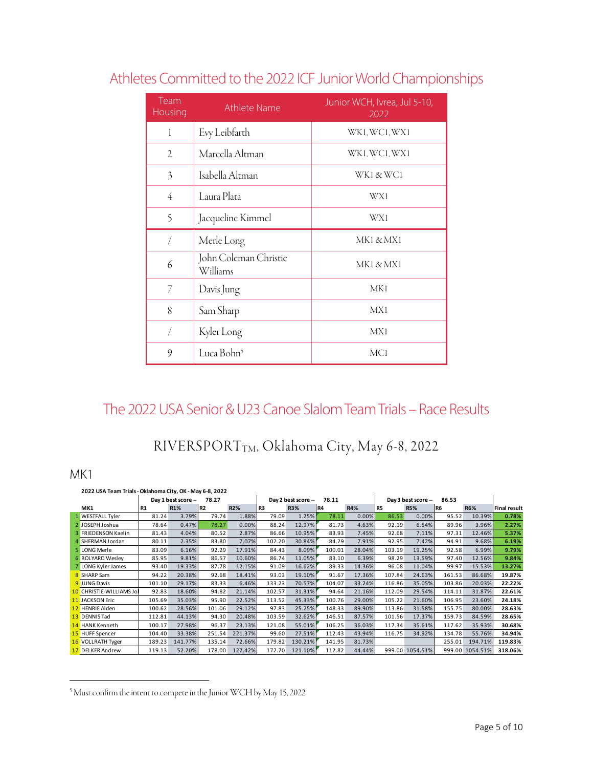## Athletes Committed to the 2022 ICF Junior World Championships

| Team Housing | Athlete Name | Junior WCH, Ivrea, Jul 5-10, 2022 |
|---|---|---|
| 1 | Evy Leibfarth | WK1, WC1, WX1 |
| 2 | Marcella Altman | WK1, WC1, WX1 |
| 3 | Isabella Altman | WK1 & WC1 |
| 4 | Laura Plata | WX1 |
| 5 | Jacqueline Kimmel | WX1 |
| / | Merle Long | MK1 & MX1 |
| 6 | John Coleman Christie Williams | MK1 & MX1 |
| 7 | Davis Jung | MK1 |
| 8 | Sam Sharp | MX1 |
| / | Kyler Long | MX1 |
| 9 | Luca Bohn[5] | MC1 |

## The 2022 USA Senior & U23 Canoe Slalom Team Trials – Race Results

### RIVERSPORT$_{TM}$, Oklahoma City, May 6-8, 2022

### MK1

2022 USA Team Trials - Oklahoma City, OK - May 6-8, 2022

| | | Day 1 best score -- | 78.27 | | | Day 2 best score -- | 78.11 | | | Day 3 best score -- | 86.53 | | | |
|---|---|---|---|---|---|---|---|---|---|---|---|---|---|---|
| | MK1 | R1 | R1% | R2 | R2% | R3 | R3% | R4 | R4% | R5 | R5% | R6 | R6% | Final result |
| 1 | WESTFALL Tyler | 81.24 | 3.79% | 79.74 | 1.88% | 79.09 | 1.25% | 78.11 | 0.00% | 86.53 | 0.00% | 95.52 | 10.39% | 0.78% |
| 2 | JOSEPH Joshua | 78.64 | 0.47% | 78.27 | 0.00% | 88.24 | 12.97% | 81.73 | 4.63% | 92.19 | 6.54% | 89.96 | 3.96% | 2.27% |
| 3 | FRIEDENSON Kaelin | 81.43 | 4.04% | 80.52 | 2.87% | 86.66 | 10.95% | 83.93 | 7.45% | 92.68 | 7.11% | 97.31 | 12.46% | 5.37% |
| 4 | SHERMAN Jordan | 80.11 | 2.35% | 83.80 | 7.07% | 102.20 | 30.84% | 84.29 | 7.91% | 92.95 | 7.42% | 94.91 | 9.68% | 6.19% |
| 5 | LONG Merle | 83.09 | 6.16% | 92.29 | 17.91% | 84.43 | 8.09% | 100.01 | 28.04% | 103.19 | 19.25% | 92.58 | 6.99% | 9.79% |
| 6 | BOLYARD Wesley | 85.95 | 9.81% | 86.57 | 10.60% | 86.74 | 11.05% | 83.10 | 6.39% | 98.29 | 13.59% | 97.40 | 12.56% | 9.84% |
| 7 | LONG Kyler James | 93.40 | 19.33% | 87.78 | 12.15% | 91.09 | 16.62% | 89.33 | 14.36% | 96.08 | 11.04% | 99.97 | 15.53% | 13.27% |
| 8 | SHARP Sam | 94.22 | 20.38% | 92.68 | 18.41% | 93.03 | 19.10% | 91.67 | 17.36% | 107.84 | 24.63% | 161.53 | 86.68% | 19.87% |
| 9 | JUNG Davis | 101.10 | 29.17% | 83.33 | 6.46% | 133.23 | 70.57% | 104.07 | 33.24% | 116.86 | 35.05% | 103.86 | 20.03% | 22.22% |
| 10 | CHRISTIE-WILLIAMS Jo | 92.83 | 18.60% | 94.82 | 21.14% | 102.57 | 31.31% | 94.64 | 21.16% | 112.09 | 29.54% | 114.11 | 31.87% | 22.61% |
| 11 | JACKSON Eric | 105.69 | 35.03% | 95.90 | 22.52% | 113.52 | 45.33% | 100.76 | 29.00% | 105.22 | 21.60% | 106.95 | 23.60% | 24.18% |
| 12 | HENRIE Alden | 100.62 | 28.56% | 101.06 | 29.12% | 97.83 | 25.25% | 148.33 | 89.90% | 113.86 | 31.58% | 155.75 | 80.00% | 28.63% |
| 13 | DENNIS Tad | 112.81 | 44.13% | 94.30 | 20.48% | 103.59 | 32.62% | 146.51 | 87.57% | 101.56 | 17.37% | 159.73 | 84.59% | 28.65% |
| 14 | HANK Kenneth | 100.17 | 27.98% | 96.37 | 23.13% | 121.08 | 55.01% | 106.25 | 36.03% | 117.34 | 35.61% | 117.62 | 35.93% | 30.68% |
| 15 | HUFF Spencer | 104.40 | 33.38% | 251.54 | 221.37% | 99.60 | 27.51% | 112.43 | 43.94% | 116.75 | 34.92% | 134.78 | 55.76% | 34.94% |
| 16 | VOLLRATH Tyger | 189.23 | 141.77% | 135.14 | 72.66% | 179.82 | 130.21% | 141.95 | 81.73% | | | 255.01 | 194.71% | 119.83% |
| 17 | DELKER Andrew | 119.13 | 52.20% | 178.00 | 127.42% | 172.70 | 121.10% | 112.82 | 44.44% | 999.00 | 1054.51% | 999.00 | 1054.51% | 318.06% |

[5] Must confirm the intent to compete in the Junior WCH by May 15, 2022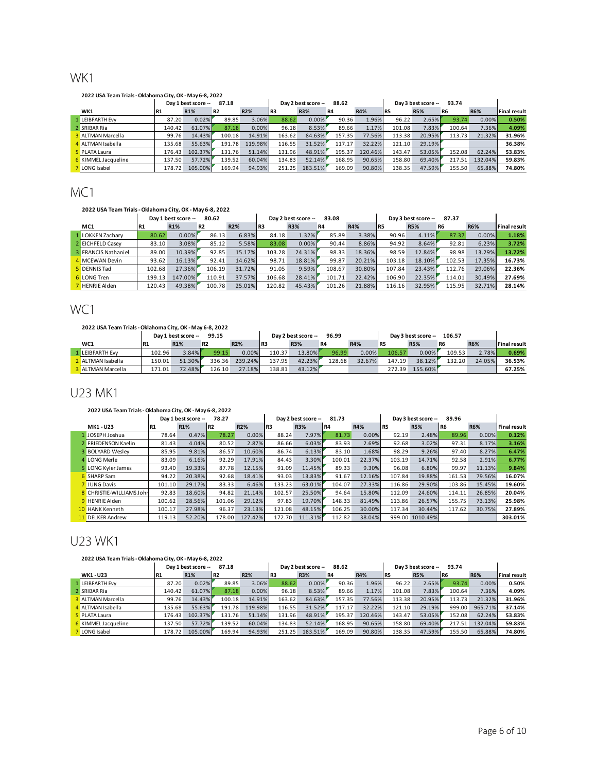# WK1

**2022 USA Team Trials - Oklahoma City, OK - May 6-8, 2022**

| | | Day 1 best score -- 87.18 | | | | Day 2 best score -- 88.62 | | | | Day 3 best score -- 93.74 | | | | |
|---|---|---|---|---|---|---|---|---|---|---|---|---|---|---|
| | WK1 | R1 | R1% | R2 | R2% | R3 | R3% | R4 | R4% | R5 | R5% | R6 | R6% | Final result |
| 1 | LEIBFARTH Evy | 87.20 | 0.02% | 89.85 | 3.06% | 88.62 | 0.00% | 90.36 | 1.96% | 96.22 | 2.65% | 93.74 | 0.00% | **0.50%** |
| 2 | SRIBAR Ria | 140.42 | 61.07% | 87.18 | 0.00% | 96.18 | 8.53% | 89.66 | 1.17% | 101.08 | 7.83% | 100.64 | 7.36% | **4.09%** |
| 3 | ALTMAN Marcella | 99.76 | 14.43% | 100.18 | 14.91% | 163.62 | 84.63% | 157.35 | 77.56% | 113.38 | 20.95% | 113.73 | 21.32% | **31.96%** |
| 4 | ALTMAN Isabella | 135.68 | 55.63% | 191.78 | 119.98% | 116.55 | 31.52% | 117.17 | 32.22% | 121.10 | 29.19% | | | **36.38%** |
| 5 | PLATA Laura | 176.43 | 102.37% | 131.76 | 51.14% | 131.96 | 48.91% | 195.37 | 120.46% | 143.47 | 53.05% | 152.08 | 62.24% | **53.83%** |
| 6 | KIMMEL Jacqueline | 137.50 | 57.72% | 139.52 | 60.04% | 134.83 | 52.14% | 168.95 | 90.65% | 158.80 | 69.40% | 217.51 | 132.04% | **59.83%** |
| 7 | LONG Isabel | 178.72 | 105.00% | 169.94 | 94.93% | 251.25 | 183.51% | 169.09 | 90.80% | 138.35 | 47.59% | 155.50 | 65.88% | **74.80%** |

# MC1

**2022 USA Team Trials - Oklahoma City, OK - May 6-8, 2022**

| | | Day 1 best score -- 80.62 | | | | Day 2 best score -- 83.08 | | | | Day 3 best score -- 87.37 | | | | |
|---|---|---|---|---|---|---|---|---|---|---|---|---|---|---|
| | MC1 | R1 | R1% | R2 | R2% | R3 | R3% | R4 | R4% | R5 | R5% | R6 | R6% | Final result |
| 1 | LOKKEN Zachary | 80.62 | 0.00% | 86.13 | 6.83% | 84.18 | 1.32% | 85.89 | 3.38% | 90.96 | 4.11% | 87.37 | 0.00% | **1.18%** |
| 2 | EICHFELD Casey | 83.10 | 3.08% | 85.12 | 5.58% | 83.08 | 0.00% | 90.44 | 8.86% | 94.92 | 8.64% | 92.81 | 6.23% | **3.72%** |
| 3 | FRANCIS Nathaniel | 89.00 | 10.39% | 92.85 | 15.17% | 103.28 | 24.31% | 98.33 | 18.36% | 98.59 | 12.84% | 98.98 | 13.29% | **13.72%** |
| 4 | MCEWAN Devin | 93.62 | 16.13% | 92.41 | 14.62% | 98.71 | 18.81% | 99.87 | 20.21% | 103.18 | 18.10% | 102.53 | 17.35% | **16.73%** |
| 5 | DENNIS Tad | 102.68 | 27.36% | 106.19 | 31.72% | 91.05 | 9.59% | 108.67 | 30.80% | 107.84 | 23.43% | 112.76 | 29.06% | **22.36%** |
| 6 | LONG Tren | 199.13 | 147.00% | 110.91 | 37.57% | 106.68 | 28.41% | 101.71 | 22.42% | 106.90 | 22.35% | 114.01 | 30.49% | **27.69%** |
| 7 | HENRIE Alden | 120.43 | 49.38% | 100.78 | 25.01% | 120.82 | 45.43% | 101.26 | 21.88% | 116.16 | 32.95% | 115.95 | 32.71% | **28.14%** |

# WC1

**2022 USA Team Trials - Oklahoma City, OK - May 6-8, 2022**

| | | Day 1 best score -- 99.15 | | | | Day 2 best score -- 96.99 | | | | Day 3 best score -- 106.57 | | | | |
|---|---|---|---|---|---|---|---|---|---|---|---|---|---|---|
| | WC1 | R1 | R1% | R2 | R2% | R3 | R3% | R4 | R4% | R5 | R5% | R6 | R6% | Final result |
| 1 | LEIBFARTH Evy | 102.96 | 3.84% | 99.15 | 0.00% | 110.37 | 13.80% | 96.99 | 0.00% | 106.57 | 0.00% | 109.53 | 2.78% | **0.69%** |
| 2 | ALTMAN Isabella | 150.01 | 51.30% | 336.36 | 239.24% | 137.95 | 42.23% | 128.68 | 32.67% | 147.19 | 38.12% | 132.20 | 24.05% | **36.53%** |
| 3 | ALTMAN Marcella | 171.01 | 72.48% | 126.10 | 27.18% | 138.81 | 43.12% | | | 272.39 | 155.60% | | | **67.25%** |

# U23 MK1

**2022 USA Team Trials - Oklahoma City, OK - May 6-8, 2022**

| | | Day 1 best score -- 78.27 | | | | Day 2 best score -- 81.73 | | | | Day 3 best score -- 89.96 | | | | |
|---|---|---|---|---|---|---|---|---|---|---|---|---|---|---|
| | MK1 - U23 | R1 | R1% | R2 | R2% | R3 | R3% | R4 | R4% | R5 | R5% | R6 | R6% | Final result |
| 1 | JOSEPH Joshua | 78.64 | 0.47% | 78.27 | 0.00% | 88.24 | 7.97% | 81.73 | 0.00% | 92.19 | 2.48% | 89.96 | 0.00% | **0.12%** |
| 2 | FRIEDENSON Kaelin | 81.43 | 4.04% | 80.52 | 2.87% | 86.66 | 6.03% | 83.93 | 2.69% | 92.68 | 3.02% | 97.31 | 8.17% | **3.16%** |
| 3 | BOLYARD Wesley | 85.95 | 9.81% | 86.57 | 10.60% | 86.74 | 6.13% | 83.10 | 1.68% | 98.29 | 9.26% | 97.40 | 8.27% | **6.47%** |
| 4 | LONG Merle | 83.09 | 6.16% | 92.29 | 17.91% | 84.43 | 3.30% | 100.01 | 22.37% | 103.19 | 14.71% | 92.58 | 2.91% | **6.77%** |
| 5 | LONG Kyler James | 93.40 | 19.33% | 87.78 | 12.15% | 91.09 | 11.45% | 89.33 | 9.30% | 96.08 | 6.80% | 99.97 | 11.13% | **9.84%** |
| 6 | SHARP Sam | 94.22 | 20.38% | 92.68 | 18.41% | 93.03 | 13.83% | 91.67 | 12.16% | 107.84 | 19.88% | 161.53 | 79.56% | **16.07%** |
| 7 | JUNG Davis | 101.10 | 29.17% | 83.33 | 6.46% | 133.23 | 63.01% | 104.07 | 27.33% | 116.86 | 29.90% | 103.86 | 15.45% | **19.60%** |
| 8 | CHRISTIE-WILLIAMS John | 92.83 | 18.60% | 94.82 | 21.14% | 102.57 | 25.50% | 94.64 | 15.80% | 112.09 | 24.60% | 114.11 | 26.85% | **20.04%** |
| 9 | HENRIE Alden | 100.62 | 28.56% | 101.06 | 29.12% | 97.83 | 19.70% | 148.33 | 81.49% | 113.86 | 26.57% | 155.75 | 73.13% | **25.98%** |
| 10 | HANK Kenneth | 100.17 | 27.98% | 96.37 | 23.13% | 121.08 | 48.15% | 106.25 | 30.00% | 117.34 | 30.44% | 117.62 | 30.75% | **27.89%** |
| 11 | DELKER Andrew | 119.13 | 52.20% | 178.00 | 127.42% | 172.70 | 111.31% | 112.82 | 38.04% | 999.00 | 1010.49% | | | **303.01%** |

# U23 WK1

**2022 USA Team Trials - Oklahoma City, OK - May 6-8, 2022**

| | | Day 1 best score -- 87.18 | | | | Day 2 best score -- 88.62 | | | | Day 3 best score -- 93.74 | | | | |
|---|---|---|---|---|---|---|---|---|---|---|---|---|---|---|
| | WK1 - U23 | R1 | R1% | R2 | R2% | R3 | R3% | R4 | R4% | R5 | R5% | R6 | R6% | Final result |
| 1 | LEIBFARTH Evy | 87.20 | 0.02% | 89.85 | 3.06% | 88.62 | 0.00% | 90.36 | 1.96% | 96.22 | 2.65% | 93.74 | 0.00% | **0.50%** |
| 2 | SRIBAR Ria | 140.42 | 61.07% | 87.18 | 0.00% | 96.18 | 8.53% | 89.66 | 1.17% | 101.08 | 7.83% | 100.64 | 7.36% | **4.09%** |
| 3 | ALTMAN Marcella | 99.76 | 14.43% | 100.18 | 14.91% | 163.62 | 84.63% | 157.35 | 77.56% | 113.38 | 20.95% | 113.73 | 21.32% | **31.96%** |
| 4 | ALTMAN Isabella | 135.68 | 55.63% | 191.78 | 119.98% | 116.55 | 31.52% | 117.17 | 32.22% | 121.10 | 29.19% | 999.00 | 965.71% | **37.14%** |
| 5 | PLATA Laura | 176.43 | 102.37% | 131.76 | 51.14% | 131.96 | 48.91% | 195.37 | 120.46% | 143.47 | 53.05% | 152.08 | 62.24% | **53.83%** |
| 6 | KIMMEL Jacqueline | 137.50 | 57.72% | 139.52 | 60.04% | 134.83 | 52.14% | 168.95 | 90.65% | 158.80 | 69.40% | 217.51 | 132.04% | **59.83%** |
| 7 | LONG Isabel | 178.72 | 105.00% | 169.94 | 94.93% | 251.25 | 183.51% | 169.09 | 90.80% | 138.35 | 47.59% | 155.50 | 65.88% | **74.80%** |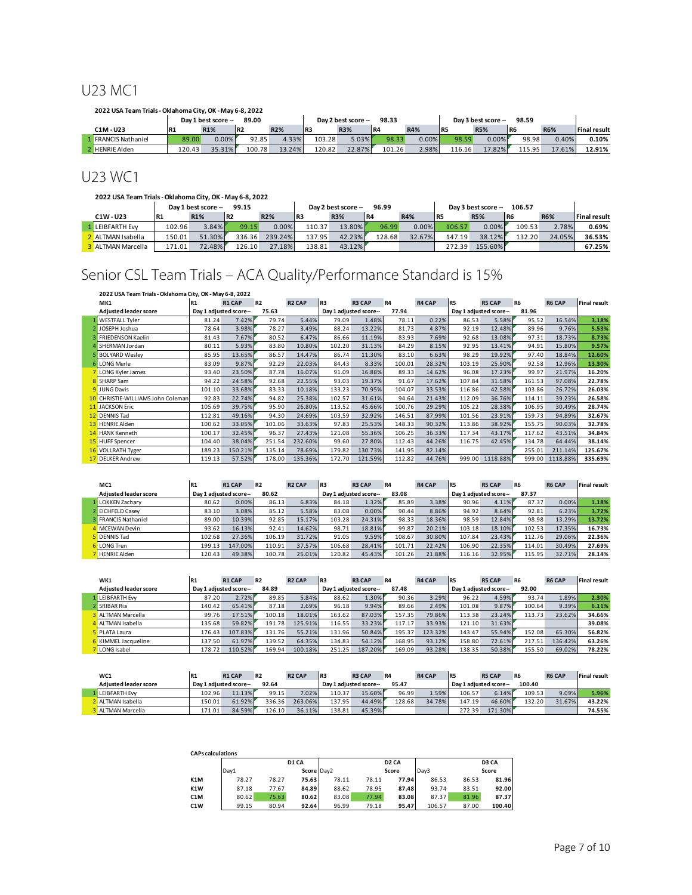# U23 MC1

**2022 USA Team Trials - Oklahoma City, OK - May 6-8, 2022**

| | | Day 1 best score -- | 89.00 | | Day 2 best score -- | 98.33 | | | Day 3 best score -- | 98.59 | | | |
|---|---|---|---|---|---|---|---|---|---|---|---|---|---|
| | C1M - U23 | R1 | R1% | R2 | R2% | R3 | R3% | R4 | R4% | R5 | R5% | R6 | R6% | Final result |
| 1 | FRANCIS Nathaniel | 89.00 | 0.00% | 92.85 | 4.33% | 103.28 | 5.03% | 98.33 | 0.00% | 98.59 | 0.00% | 98.98 | 0.40% | 0.10% |
| 2 | HENRIE Alden | 120.43 | 35.31% | 100.78 | 13.24% | 120.82 | 22.87% | 101.26 | 2.98% | 116.16 | 17.82% | 115.95 | 17.61% | 12.91% |

# U23 WC1

**2022 USA Team Trials - Oklahoma City, OK - May 6-8, 2022**

| | | Day 1 best score -- | 99.15 | | Day 2 best score -- | 96.99 | | | Day 3 best score -- | 106.57 | | | |
|---|---|---|---|---|---|---|---|---|---|---|---|---|---|
| | C1W - U23 | R1 | R1% | R2 | R2% | R3 | R3% | R4 | R4% | R5 | R5% | R6 | R6% | Final result |
| 1 | LEIBFARTH Evy | 102.96 | 3.84% | 99.15 | 0.00% | 110.37 | 13.80% | 96.99 | 0.00% | 106.57 | 0.00% | 109.53 | 2.78% | 0.69% |
| 2 | ALTMAN Isabella | 150.01 | 51.30% | 336.36 | 239.24% | 137.95 | 42.23% | 128.68 | 32.67% | 147.19 | 38.12% | 132.20 | 24.05% | 36.53% |
| 3 | ALTMAN Marcella | 171.01 | 72.48% | 126.10 | 27.18% | 138.81 | 43.12% | | | 272.39 | 155.60% | | | 67.25% |

# Senior CSL Team Trials – ACA Quality/Performance Standard is 15%

**2022 USA Team Trials - Oklahoma City, OK - May 6-8, 2022**

| | MK1 | R1 | R1 CAP | R2 | R2 CAP | R3 | R3 CAP | R4 | R4 CAP | R5 | R5 CAP | R6 | R6 CAP | Final result |
|---|---|---|---|---|---|---|---|---|---|---|---|---|---|---|
| | Adjusted leader score | Day 1 adjusted score-- | | 75.63 | | Day 1 adjusted score-- | | 77.94 | | Day 1 adjusted score-- | | 81.96 | | |
| 1 | WESTFALL Tyler | 81.24 | 7.42% | 79.74 | 5.44% | 79.09 | 1.48% | 78.11 | 0.22% | 86.53 | 5.58% | 95.52 | 16.54% | 3.18% |
| 2 | JOSEPH Joshua | 78.64 | 3.98% | 78.27 | 3.49% | 88.24 | 13.22% | 81.73 | 4.87% | 92.19 | 12.48% | 89.96 | 9.76% | 5.53% |
| 3 | FRIEDENSON Kaelin | 81.43 | 7.67% | 80.52 | 6.47% | 86.66 | 11.19% | 83.93 | 7.69% | 92.68 | 13.08% | 97.31 | 18.73% | 8.73% |
| 4 | SHERMAN Jordan | 80.11 | 5.93% | 83.80 | 10.80% | 102.20 | 31.13% | 84.29 | 8.15% | 92.95 | 13.41% | 94.91 | 15.80% | 9.57% |
| 5 | BOLYARD Wesley | 85.95 | 13.65% | 86.57 | 14.47% | 86.74 | 11.30% | 83.10 | 6.63% | 98.29 | 19.92% | 97.40 | 18.84% | 12.60% |
| 6 | LONG Merle | 83.09 | 9.87% | 92.29 | 22.03% | 84.43 | 8.33% | 100.01 | 28.32% | 103.19 | 25.90% | 92.58 | 12.96% | 13.30% |
| 7 | LONG Kyler James | 93.40 | 23.50% | 87.78 | 16.07% | 91.09 | 16.88% | 89.33 | 14.62% | 96.08 | 17.23% | 99.97 | 21.97% | 16.20% |
| 8 | SHARP Sam | 94.22 | 24.58% | 92.68 | 22.55% | 93.03 | 19.37% | 91.67 | 17.62% | 107.84 | 31.58% | 161.53 | 97.08% | 22.78% |
| 9 | JUNG Davis | 101.10 | 33.68% | 83.33 | 10.18% | 133.23 | 70.95% | 104.07 | 33.53% | 116.86 | 42.58% | 103.86 | 26.72% | 26.03% |
| 10 | CHRISTIE-WILLIAMS John Coleman | 92.83 | 22.74% | 94.82 | 25.38% | 102.57 | 31.61% | 94.64 | 21.43% | 112.09 | 36.76% | 114.11 | 39.23% | 26.58% |
| 11 | JACKSON Eric | 105.69 | 39.75% | 95.90 | 26.80% | 113.52 | 45.66% | 100.76 | 29.29% | 105.22 | 28.38% | 106.95 | 30.49% | 28.74% |
| 12 | DENNIS Tad | 112.81 | 49.16% | 94.30 | 24.69% | 103.59 | 32.92% | 146.51 | 87.99% | 101.56 | 23.91% | 159.73 | 94.89% | 32.67% |
| 13 | HENRIE Alden | 100.62 | 33.05% | 101.06 | 33.63% | 97.83 | 25.53% | 148.33 | 90.32% | 113.86 | 38.92% | 155.75 | 90.03% | 32.78% |
| 14 | HANK Kenneth | 100.17 | 32.45% | 96.37 | 27.43% | 121.08 | 55.36% | 106.25 | 36.33% | 117.34 | 43.17% | 117.62 | 43.51% | 34.84% |
| 15 | HUFF Spencer | 104.40 | 38.04% | 251.54 | 232.60% | 99.60 | 27.80% | 112.43 | 44.26% | 116.75 | 42.45% | 134.78 | 64.44% | 38.14% |
| 16 | VOLLRATH Tyger | 189.23 | 150.21% | 135.14 | 78.69% | 179.82 | 130.73% | 141.95 | 82.14% | | | 255.01 | 211.14% | 125.67% |
| 17 | DELKER Andrew | 119.13 | 57.52% | 178.00 | 135.36% | 172.70 | 121.59% | 112.82 | 44.76% | 999.00 | 1118.88% | 999.00 | 1118.88% | 335.69% |

| | MC1 | R1 | R1 CAP | R2 | R2 CAP | R3 | R3 CAP | R4 | R4 CAP | R5 | R5 CAP | R6 | R6 CAP | Final result |
|---|---|---|---|---|---|---|---|---|---|---|---|---|---|---|
| | Adjusted leader score | Day 1 adjusted score-- | | 80.62 | | Day 1 adjusted score-- | | 83.08 | | Day 1 adjusted score-- | | 87.37 | | |
| 1 | LOKKEN Zachary | 80.62 | 0.00% | 86.13 | 6.83% | 84.18 | 1.32% | 85.89 | 3.38% | 90.96 | 4.11% | 87.37 | 0.00% | 1.18% |
| 2 | EICHFELD Casey | 83.10 | 3.08% | 85.12 | 5.58% | 83.08 | 0.00% | 90.44 | 8.86% | 94.92 | 8.64% | 92.81 | 6.23% | 3.72% |
| 3 | FRANCIS Nathaniel | 89.00 | 10.39% | 92.85 | 15.17% | 103.28 | 24.31% | 98.33 | 18.36% | 98.59 | 12.84% | 98.98 | 13.29% | 13.72% |
| 4 | MCEWAN Devin | 93.62 | 16.13% | 92.41 | 14.62% | 98.71 | 18.81% | 99.87 | 20.21% | 103.18 | 18.10% | 102.53 | 17.35% | 16.73% |
| 5 | DENNIS Tad | 102.68 | 27.36% | 106.19 | 31.72% | 91.05 | 9.59% | 108.67 | 30.80% | 107.84 | 23.43% | 112.76 | 29.06% | 22.36% |
| 6 | LONG Tren | 199.13 | 147.00% | 110.91 | 37.57% | 106.68 | 28.41% | 101.71 | 22.42% | 106.90 | 22.35% | 114.01 | 30.49% | 27.69% |
| 7 | HENRIE Alden | 120.43 | 49.38% | 100.78 | 25.01% | 120.82 | 45.43% | 101.26 | 21.88% | 116.16 | 32.95% | 115.95 | 32.71% | 28.14% |

| | WK1 | R1 | R1 CAP | R2 | R2 CAP | R3 | R3 CAP | R4 | R4 CAP | R5 | R5 CAP | R6 | R6 CAP | Final result |
|---|---|---|---|---|---|---|---|---|---|---|---|---|---|---|
| | Adjusted leader score | Day 1 adjusted score-- | | 84.89 | | Day 1 adjusted score-- | | 87.48 | | Day 1 adjusted score-- | | 92.00 | | |
| 1 | LEIBFARTH Evy | 87.20 | 2.72% | 89.85 | 5.84% | 88.62 | 1.30% | 90.36 | 3.29% | 96.22 | 4.59% | 93.74 | 1.89% | 2.30% |
| 2 | SRIBAR Ria | 140.42 | 65.41% | 87.18 | 2.69% | 96.18 | 9.94% | 89.66 | 2.49% | 101.08 | 9.87% | 100.64 | 9.39% | 6.11% |
| 3 | ALTMAN Marcella | 99.76 | 17.51% | 100.18 | 18.01% | 163.62 | 87.03% | 157.35 | 79.86% | 113.38 | 23.24% | 113.73 | 23.62% | 34.66% |
| 4 | ALTMAN Isabella | 135.68 | 59.82% | 191.78 | 125.91% | 116.55 | 33.23% | 117.17 | 33.93% | 121.10 | 31.63% | | | 39.08% |
| 5 | PLATA Laura | 176.43 | 107.83% | 131.76 | 55.21% | 131.96 | 50.84% | 195.37 | 123.32% | 143.47 | 55.94% | 152.08 | 65.30% | 56.82% |
| 6 | KIMMEL Jacqueline | 137.50 | 61.97% | 139.52 | 64.35% | 134.83 | 54.12% | 168.95 | 93.12% | 158.80 | 72.61% | 217.51 | 136.42% | 63.26% |
| 7 | LONG Isabel | 178.72 | 110.52% | 169.94 | 100.18% | 251.25 | 187.20% | 169.09 | 93.28% | 138.35 | 50.38% | 155.50 | 69.02% | 78.22% |

| | WC1 | R1 | R1 CAP | R2 | R2 CAP | R3 | R3 CAP | R4 | R4 CAP | R5 | R5 CAP | R6 | R6 CAP | Final result |
|---|---|---|---|---|---|---|---|---|---|---|---|---|---|---|
| | Adjusted leader score | Day 1 adjusted score-- | | 92.64 | | Day 1 adjusted score-- | | 95.47 | | Day 1 adjusted score-- | | 100.40 | | |
| 1 | LEIBFARTH Evy | 102.96 | 11.13% | 99.15 | 7.02% | 110.37 | 15.60% | 96.99 | 1.59% | 106.57 | 6.14% | 109.53 | 9.09% | 5.96% |
| 2 | ALTMAN Isabella | 150.01 | 61.92% | 336.36 | 263.06% | 137.95 | 44.49% | 128.68 | 34.78% | 147.19 | 46.60% | 132.20 | 31.67% | 43.22% |
| 3 | ALTMAN Marcella | 171.01 | 84.59% | 126.10 | 36.11% | 138.81 | 45.39% | | | 272.39 | 171.30% | | | 74.55% |

**CAPs calculations**

| | | | D1 CA | | | D2 CA | | | D3 CA |
|---|---|---|---|---|---|---|---|---|---|
| | Day1 | | Score | Day2 | | Score | Day3 | | Score |
| K1M | 78.27 | 78.27 | 75.63 | 78.11 | 78.11 | 77.94 | 86.53 | 86.53 | 81.96 |
| K1W | 87.18 | 77.67 | 84.89 | 88.62 | 78.95 | 87.48 | 93.74 | 83.51 | 92.00 |
| C1M | 80.62 | 75.63 | 80.62 | 83.08 | 77.94 | 83.08 | 87.37 | 81.96 | 87.37 |
| C1W | 99.15 | 80.94 | 92.64 | 96.99 | 79.18 | 95.47 | 106.57 | 87.00 | 100.40 |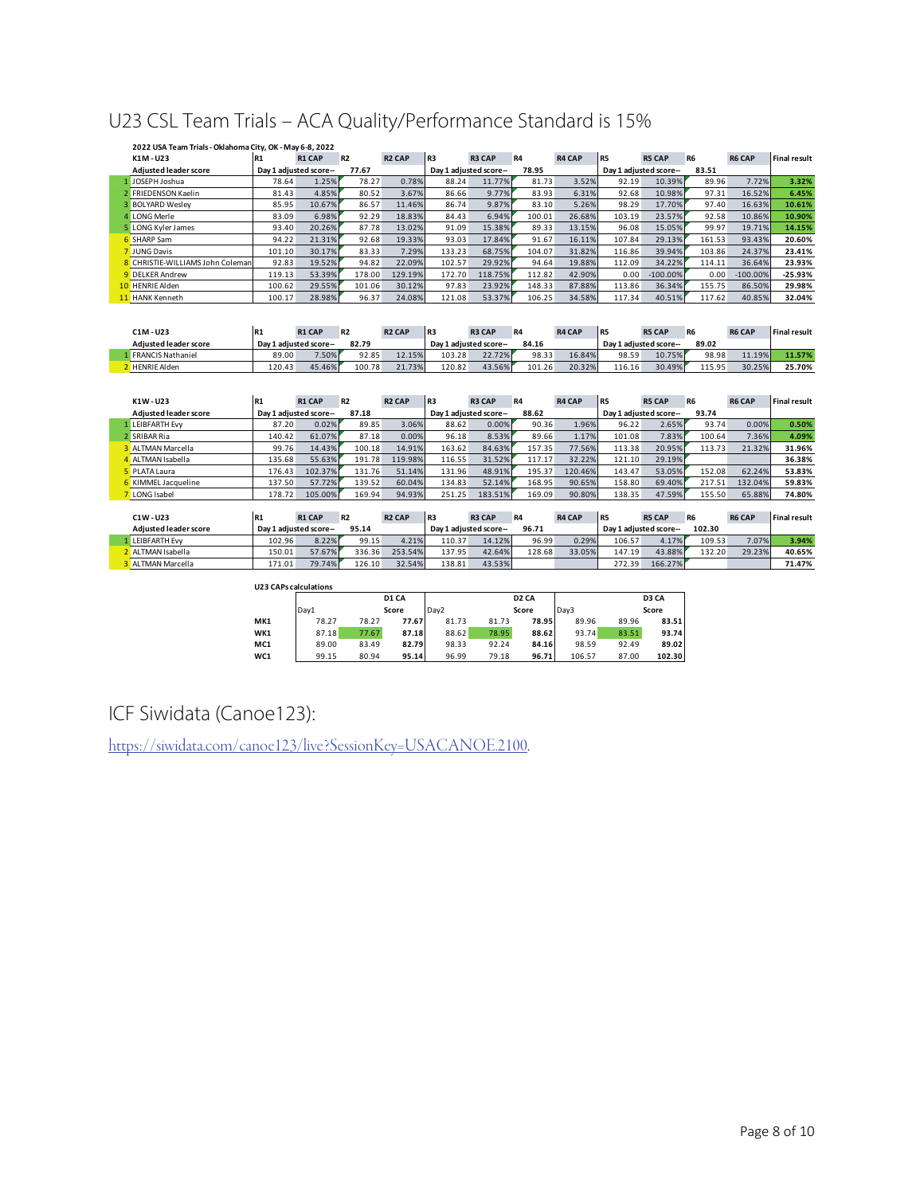# U23 CSL Team Trials – ACA Quality/Performance Standard is 15%

**2022 USA Team Trials - Oklahoma City, OK - May 6-8, 2022**

| K1M - U23 | R1 | R1 CAP | R2 | R2 CAP | R3 | R3 CAP | R4 | R4 CAP | R5 | R5 CAP | R6 | R6 CAP | Final result |
|---|---|---|---|---|---|---|---|---|---|---|---|---|---|
| Adjusted leader score | Day 1 adjusted score-- | | 77.67 | | Day 1 adjusted score-- | | 78.95 | | Day 1 adjusted score-- | | 83.51 | | |
| 1 JOSEPH Joshua | 78.64 | 1.25% | 78.27 | 0.78% | 88.24 | 11.77% | 81.73 | 3.52% | 92.19 | 10.39% | 89.96 | 7.72% | 3.32% |
| 2 FRIEDENSON Kaelin | 81.43 | 4.85% | 80.52 | 3.67% | 86.66 | 9.77% | 83.93 | 6.31% | 92.68 | 10.98% | 97.31 | 16.52% | 6.45% |
| 3 BOLYARD Wesley | 85.95 | 10.67% | 86.57 | 11.46% | 86.74 | 9.87% | 83.10 | 5.26% | 98.29 | 17.70% | 97.40 | 16.63% | 10.61% |
| 4 LONG Merle | 83.09 | 6.98% | 92.29 | 18.83% | 84.43 | 6.94% | 100.01 | 26.68% | 103.19 | 23.57% | 92.58 | 10.86% | 10.90% |
| 5 LONG Kyler James | 93.40 | 20.26% | 87.78 | 13.02% | 91.09 | 15.38% | 89.33 | 13.15% | 96.08 | 15.05% | 99.97 | 19.71% | 14.15% |
| 6 SHARP Sam | 94.22 | 21.31% | 92.68 | 19.33% | 93.03 | 17.84% | 91.67 | 16.11% | 107.84 | 29.13% | 161.53 | 93.43% | 20.60% |
| 7 JUNG Davis | 101.10 | 30.17% | 83.33 | 7.29% | 133.23 | 68.75% | 104.07 | 31.82% | 116.86 | 39.94% | 103.86 | 24.37% | 23.41% |
| 8 CHRISTIE-WILLIAMS John Coleman | 92.83 | 19.52% | 94.82 | 22.09% | 102.57 | 29.92% | 94.64 | 19.88% | 112.09 | 34.22% | 114.11 | 36.64% | 23.93% |
| 9 DELKER Andrew | 119.13 | 53.39% | 178.00 | 129.19% | 172.70 | 118.75% | 112.82 | 42.90% | 0.00 | -100.00% | 0.00 | -100.00% | -25.93% |
| 10 HENRIE Alden | 100.62 | 29.55% | 101.06 | 30.12% | 97.83 | 23.92% | 148.33 | 87.88% | 113.86 | 36.34% | 155.75 | 86.50% | 29.98% |
| 11 HANK Kenneth | 100.17 | 28.98% | 96.37 | 24.08% | 121.08 | 53.37% | 106.25 | 34.58% | 117.34 | 40.51% | 117.62 | 40.85% | 32.04% |

| C1M - U23 | R1 | R1 CAP | R2 | R2 CAP | R3 | R3 CAP | R4 | R4 CAP | R5 | R5 CAP | R6 | R6 CAP | Final result |
|---|---|---|---|---|---|---|---|---|---|---|---|---|---|
| Adjusted leader score | Day 1 adjusted score-- | | 82.79 | | Day 1 adjusted score-- | | 84.16 | | Day 1 adjusted score-- | | 89.02 | | |
| 1 FRANCIS Nathaniel | 89.00 | 7.50% | 92.85 | 12.15% | 103.28 | 22.72% | 98.33 | 16.84% | 98.59 | 10.75% | 98.98 | 11.19% | 11.57% |
| 2 HENRIE Alden | 120.43 | 45.46% | 100.78 | 21.73% | 120.82 | 43.56% | 101.26 | 20.32% | 116.16 | 30.49% | 115.95 | 30.25% | 25.70% |

| K1W - U23 | R1 | R1 CAP | R2 | R2 CAP | R3 | R3 CAP | R4 | R4 CAP | R5 | R5 CAP | R6 | R6 CAP | Final result |
|---|---|---|---|---|---|---|---|---|---|---|---|---|---|
| Adjusted leader score | Day 1 adjusted score-- | | 87.18 | | Day 1 adjusted score-- | | 88.62 | | Day 1 adjusted score-- | | 93.74 | | |
| 1 LEIBFARTH Evy | 87.20 | 0.02% | 89.85 | 3.06% | 88.62 | 0.00% | 90.36 | 1.96% | 96.22 | 2.65% | 93.74 | 0.00% | 0.50% |
| 2 SRIBAR Ria | 140.42 | 61.07% | 87.18 | 0.00% | 96.18 | 8.53% | 89.66 | 1.17% | 101.08 | 7.83% | 100.64 | 7.36% | 4.09% |
| 3 ALTMAN Marcella | 99.76 | 14.43% | 100.18 | 14.91% | 163.62 | 84.63% | 157.35 | 77.56% | 113.38 | 20.95% | 113.73 | 21.32% | 31.96% |
| 4 ALTMAN Isabella | 135.68 | 55.63% | 191.78 | 119.98% | 116.55 | 31.52% | 117.17 | 32.22% | 121.10 | 29.19% | | | 36.38% |
| 5 PLATA Laura | 176.43 | 102.37% | 131.76 | 51.14% | 131.96 | 48.91% | 195.37 | 120.46% | 143.47 | 53.05% | 152.08 | 62.24% | 53.83% |
| 6 KIMMEL Jacqueline | 137.50 | 57.72% | 139.52 | 60.04% | 134.83 | 52.14% | 168.95 | 90.65% | 158.80 | 69.40% | 217.51 | 132.04% | 59.83% |
| 7 LONG Isabel | 178.72 | 105.00% | 169.94 | 94.93% | 251.25 | 183.51% | 169.09 | 90.80% | 138.35 | 47.59% | 155.50 | 65.88% | 74.80% |

| C1W - U23 | R1 | R1 CAP | R2 | R2 CAP | R3 | R3 CAP | R4 | R4 CAP | R5 | R5 CAP | R6 | R6 CAP | Final result |
|---|---|---|---|---|---|---|---|---|---|---|---|---|---|
| Adjusted leader score | Day 1 adjusted score-- | | 95.14 | | Day 1 adjusted score-- | | 96.71 | | Day 1 adjusted score-- | | 102.30 | | |
| 1 LEIBFARTH Evy | 102.96 | 8.22% | 99.15 | 4.21% | 110.37 | 14.12% | 96.99 | 0.29% | 106.57 | 4.17% | 109.53 | 7.07% | 3.94% |
| 2 ALTMAN Isabella | 150.01 | 57.67% | 336.36 | 253.54% | 137.95 | 42.64% | 128.68 | 33.05% | 147.19 | 43.88% | 132.20 | 29.23% | 40.65% |
| 3 ALTMAN Marcella | 171.01 | 79.74% | 126.10 | 32.54% | 138.81 | 43.53% | | | 272.39 | 166.27% | | | 71.47% |

**U23 CAPs calculations**

| | Day1 | | D1 CA Score | Day2 | | D2 CA Score | Day3 | | D3 CA Score |
|---|---|---|---|---|---|---|---|---|---|
| MK1 | 78.27 | 78.27 | 77.67 | 81.73 | 81.73 | 78.95 | 89.96 | 89.96 | 83.51 |
| WK1 | 87.18 | 77.67 | 87.18 | 88.62 | 78.95 | 88.62 | 93.74 | 83.51 | 93.74 |
| MC1 | 89.00 | 83.49 | 82.79 | 98.33 | 92.24 | 84.16 | 98.59 | 92.49 | 89.02 |
| WC1 | 99.15 | 80.94 | 95.14 | 96.99 | 79.18 | 96.71 | 106.57 | 87.00 | 102.30 |

# ICF Siwidata (Canoe123):

https://siwidata.com/canoe123/live?SessionKey=USACANOE.2100.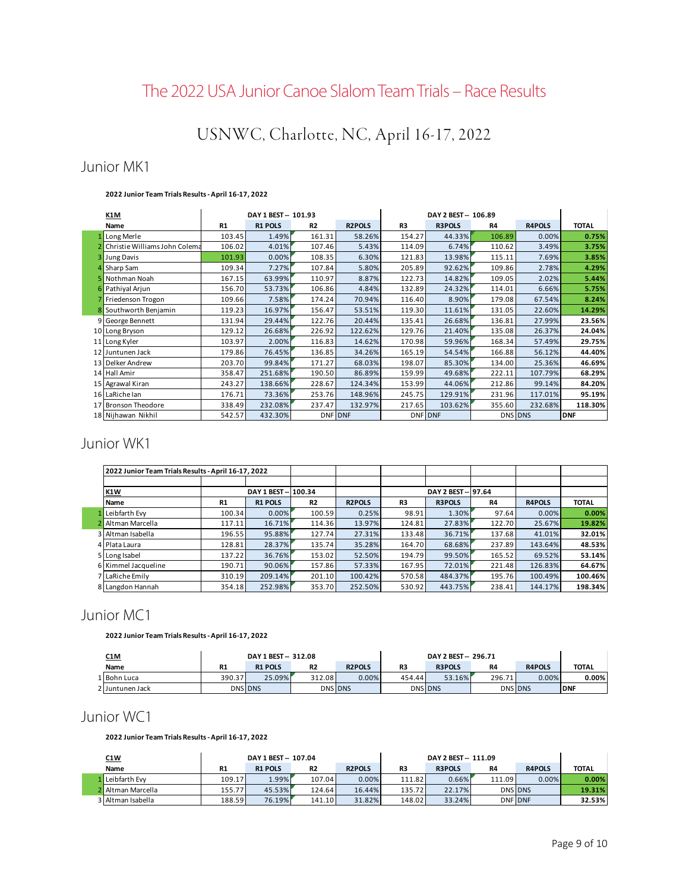# The 2022 USA Junior Canoe Slalom Team Trials – Race Results

## USNWC, Charlotte, NC, April 16-17, 2022

### Junior MK1

**2022 Junior Team Trials Results - April 16-17, 2022**

| | K1M | | DAY 1 BEST -- 101.93 | | | | DAY 2 BEST -- 106.89 | | | |
|---|---|---|---|---|---|---|---|---|---|---|
| | Name | R1 | R1 POLS | R2 | R2POLS | R3 | R3POLS | R4 | R4POLS | TOTAL |
| 1 | Long Merle | 103.45 | 1.49% | 161.31 | 58.26% | 154.27 | 44.33% | 106.89 | 0.00% | 0.75% |
| 2 | Christie Williams John Colema | 106.02 | 4.01% | 107.46 | 5.43% | 114.09 | 6.74% | 110.62 | 3.49% | 3.75% |
| 3 | Jung Davis | 101.93 | 0.00% | 108.35 | 6.30% | 121.83 | 13.98% | 115.11 | 7.69% | 3.85% |
| 4 | Sharp Sam | 109.34 | 7.27% | 107.84 | 5.80% | 205.89 | 92.62% | 109.86 | 2.78% | 4.29% |
| 5 | Nothman Noah | 167.15 | 63.99% | 110.97 | 8.87% | 122.73 | 14.82% | 109.05 | 2.02% | 5.44% |
| 6 | Pathiyal Arjun | 156.70 | 53.73% | 106.86 | 4.84% | 132.89 | 24.32% | 114.01 | 6.66% | 5.75% |
| 7 | Friedenson Trogon | 109.66 | 7.58% | 174.24 | 70.94% | 116.40 | 8.90% | 179.08 | 67.54% | 8.24% |
| 8 | Southworth Benjamin | 119.23 | 16.97% | 156.47 | 53.51% | 119.30 | 11.61% | 131.05 | 22.60% | 14.29% |
| 9 | George Bennett | 131.94 | 29.44% | 122.76 | 20.44% | 135.41 | 26.68% | 136.81 | 27.99% | 23.56% |
| 10 | Long Bryson | 129.12 | 26.68% | 226.92 | 122.62% | 129.76 | 21.40% | 135.08 | 26.37% | 24.04% |
| 11 | Long Kyler | 103.97 | 2.00% | 116.83 | 14.62% | 170.98 | 59.96% | 168.34 | 57.49% | 29.75% |
| 12 | Juntunen Jack | 179.86 | 76.45% | 136.85 | 34.26% | 165.19 | 54.54% | 166.88 | 56.12% | 44.40% |
| 13 | Delker Andrew | 203.70 | 99.84% | 171.27 | 68.03% | 198.07 | 85.30% | 134.00 | 25.36% | 46.69% |
| 14 | Hall Amir | 358.47 | 251.68% | 190.50 | 86.89% | 159.99 | 49.68% | 222.11 | 107.79% | 68.29% |
| 15 | Agrawal Kiran | 243.27 | 138.66% | 228.67 | 124.34% | 153.99 | 44.06% | 212.86 | 99.14% | 84.20% |
| 16 | LaRiche Ian | 176.71 | 73.36% | 253.76 | 148.96% | 245.75 | 129.91% | 231.96 | 117.01% | 95.19% |
| 17 | Bronson Theodore | 338.49 | 232.08% | 237.47 | 132.97% | 217.65 | 103.62% | 355.60 | 232.68% | 118.30% |
| 18 | Nijhawan Nikhil | 542.57 | 432.30% | DNF | DNF | DNF | DNF | DNS | DNS | DNF |

### Junior WK1

| | 2022 Junior Team Trials Results - April 16-17, 2022 | | | | | | | | | |
|---|---|---|---|---|---|---|---|---|---|---|
| | K1W | | DAY 1 BEST -- 100.34 | | | | DAY 2 BEST -- 97.64 | | | |
| | Name | R1 | R1 POLS | R2 | R2POLS | R3 | R3POLS | R4 | R4POLS | TOTAL |
| 1 | Leibfarth Evy | 100.34 | 0.00% | 100.59 | 0.25% | 98.91 | 1.30% | 97.64 | 0.00% | 0.00% |
| 2 | Altman Marcella | 117.11 | 16.71% | 114.36 | 13.97% | 124.81 | 27.83% | 122.70 | 25.67% | 19.82% |
| 3 | Altman Isabella | 196.55 | 95.88% | 127.74 | 27.31% | 133.48 | 36.71% | 137.68 | 41.01% | 32.01% |
| 4 | Plata Laura | 128.81 | 28.37% | 135.74 | 35.28% | 164.70 | 68.68% | 237.89 | 143.64% | 48.53% |
| 5 | Long Isabel | 137.22 | 36.76% | 153.02 | 52.50% | 194.79 | 99.50% | 165.52 | 69.52% | 53.14% |
| 6 | Kimmel Jacqueline | 190.71 | 90.06% | 157.86 | 57.33% | 167.95 | 72.01% | 221.48 | 126.83% | 64.67% |
| 7 | LaRiche Emily | 310.19 | 209.14% | 201.10 | 100.42% | 570.58 | 484.37% | 195.76 | 100.49% | 100.46% |
| 8 | Langdon Hannah | 354.18 | 252.98% | 353.70 | 252.50% | 530.92 | 443.75% | 238.41 | 144.17% | 198.34% |

### Junior MC1

**2022 Junior Team Trials Results - April 16-17, 2022**

| | C1M | | DAY 1 BEST -- 312.08 | | | | DAY 2 BEST -- 296.71 | | | |
|---|---|---|---|---|---|---|---|---|---|---|
| | Name | R1 | R1 POLS | R2 | R2POLS | R3 | R3POLS | R4 | R4POLS | TOTAL |
| 1 | Bohn Luca | 390.37 | 25.09% | 312.08 | 0.00% | 454.44 | 53.16% | 296.71 | 0.00% | 0.00% |
| 2 | Juntunen Jack | DNS | DNS | DNS | DNS | DNS | DNS | DNS | DNS | DNF |

### Junior WC1

**2022 Junior Team Trials Results - April 16-17, 2022**

| | C1W | | DAY 1 BEST -- 107.04 | | | | DAY 2 BEST -- 111.09 | | | |
|---|---|---|---|---|---|---|---|---|---|---|
| | Name | R1 | R1 POLS | R2 | R2POLS | R3 | R3POLS | R4 | R4POLS | TOTAL |
| 1 | Leibfarth Evy | 109.17 | 1.99% | 107.04 | 0.00% | 111.82 | 0.66% | 111.09 | 0.00% | 0.00% |
| 2 | Altman Marcella | 155.77 | 45.53% | 124.64 | 16.44% | 135.72 | 22.17% | DNS | DNS | 19.31% |
| 3 | Altman Isabella | 188.59 | 76.19% | 141.10 | 31.82% | 148.02 | 33.24% | DNF | DNF | 32.53% |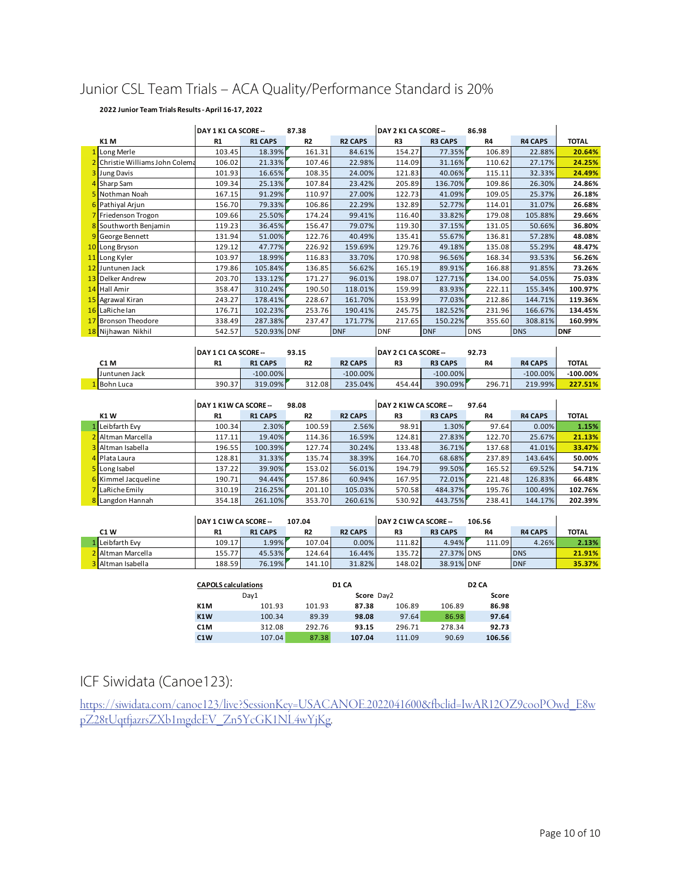# Junior CSL Team Trials – ACA Quality/Performance Standard is 20%

**2022 Junior Team Trials Results - April 16-17, 2022**

| | | DAY 1 K1 CA SCORE -- | 87.38 | | | DAY 2 K1 CA SCORE -- | 86.98 | | | |
|---|---|---|---|---|---|---|---|---|---|---|
| | K1 M | R1 | R1 CAPS | R2 | R2 CAPS | R3 | R3 CAPS | R4 | R4 CAPS | TOTAL |
| 1 | Long Merle | 103.45 | 18.39% | 161.31 | 84.61% | 154.27 | 77.35% | 106.89 | 22.88% | **20.64%** |
| 2 | Christie Williams John Colema | 106.02 | 21.33% | 107.46 | 22.98% | 114.09 | 31.16% | 110.62 | 27.17% | **24.25%** |
| 3 | Jung Davis | 101.93 | 16.65% | 108.35 | 24.00% | 121.83 | 40.06% | 115.11 | 32.33% | **24.49%** |
| 4 | Sharp Sam | 109.34 | 25.13% | 107.84 | 23.42% | 205.89 | 136.70% | 109.86 | 26.30% | **24.86%** |
| 5 | Nothman Noah | 167.15 | 91.29% | 110.97 | 27.00% | 122.73 | 41.09% | 109.05 | 25.37% | **26.18%** |
| 6 | Pathiyal Arjun | 156.70 | 79.33% | 106.86 | 22.29% | 132.89 | 52.77% | 114.01 | 31.07% | **26.68%** |
| 7 | Friedenson Trogon | 109.66 | 25.50% | 174.24 | 99.41% | 116.40 | 33.82% | 179.08 | 105.88% | **29.66%** |
| 8 | Southworth Benjamin | 119.23 | 36.45% | 156.47 | 79.07% | 119.30 | 37.15% | 131.05 | 50.66% | **36.80%** |
| 9 | George Bennett | 131.94 | 51.00% | 122.76 | 40.49% | 135.41 | 55.67% | 136.81 | 57.28% | **48.08%** |
| 10 | Long Bryson | 129.12 | 47.77% | 226.92 | 159.69% | 129.76 | 49.18% | 135.08 | 55.29% | **48.47%** |
| 11 | Long Kyler | 103.97 | 18.99% | 116.83 | 33.70% | 170.98 | 96.56% | 168.34 | 93.53% | **56.26%** |
| 12 | Juntunen Jack | 179.86 | 105.84% | 136.85 | 56.62% | 165.19 | 89.91% | 166.88 | 91.85% | **73.26%** |
| 13 | Delker Andrew | 203.70 | 133.12% | 171.27 | 96.01% | 198.07 | 127.71% | 134.00 | 54.05% | **75.03%** |
| 14 | Hall Amir | 358.47 | 310.24% | 190.50 | 118.01% | 159.99 | 83.93% | 222.11 | 155.34% | **100.97%** |
| 15 | Agrawal Kiran | 243.27 | 178.41% | 228.67 | 161.70% | 153.99 | 77.03% | 212.86 | 144.71% | **119.36%** |
| 16 | LaRiche Ian | 176.71 | 102.23% | 253.76 | 190.41% | 245.75 | 182.52% | 231.96 | 166.67% | **134.45%** |
| 17 | Bronson Theodore | 338.49 | 287.38% | 237.47 | 171.77% | 217.65 | 150.22% | 355.60 | 308.81% | **160.99%** |
| 18 | Nijhawan Nikhil | 542.57 | 520.93% | DNF | DNF | DNF | DNF | DNS | DNS | **DNF** |

| | | DAY 1 C1 CA SCORE -- | 93.15 | | | DAY 2 C1 CA SCORE -- | 92.73 | | | |
|---|---|---|---|---|---|---|---|---|---|---|
| | C1 M | R1 | R1 CAPS | R2 | R2 CAPS | R3 | R3 CAPS | R4 | R4 CAPS | TOTAL |
| | Juntunen Jack | | -100.00% | | -100.00% | | -100.00% | | -100.00% | **-100.00%** |
| 1 | Bohn Luca | 390.37 | 319.09% | 312.08 | 235.04% | 454.44 | 390.09% | 296.71 | 219.99% | **227.51%** |

| | | DAY 1 K1W CA SCORE -- | 98.08 | | | DAY 2 K1W CA SCORE -- | 97.64 | | | |
|---|---|---|---|---|---|---|---|---|---|---|
| | K1 W | R1 | R1 CAPS | R2 | R2 CAPS | R3 | R3 CAPS | R4 | R4 CAPS | TOTAL |
| 1 | Leibfarth Evy | 100.34 | 2.30% | 100.59 | 2.56% | 98.91 | 1.30% | 97.64 | 0.00% | **1.15%** |
| 2 | Altman Marcella | 117.11 | 19.40% | 114.36 | 16.59% | 124.81 | 27.83% | 122.70 | 25.67% | **21.13%** |
| 3 | Altman Isabella | 196.55 | 100.39% | 127.74 | 30.24% | 133.48 | 36.71% | 137.68 | 41.01% | **33.47%** |
| 4 | Plata Laura | 128.81 | 31.33% | 135.74 | 38.39% | 164.70 | 68.68% | 237.89 | 143.64% | **50.00%** |
| 5 | Long Isabel | 137.22 | 39.90% | 153.02 | 56.01% | 194.79 | 99.50% | 165.52 | 69.52% | **54.71%** |
| 6 | Kimmel Jacqueline | 190.71 | 94.44% | 157.86 | 60.94% | 167.95 | 72.01% | 221.48 | 126.83% | **66.48%** |
| 7 | LaRiche Emily | 310.19 | 216.25% | 201.10 | 105.03% | 570.58 | 484.37% | 195.76 | 100.49% | **102.76%** |
| 8 | Langdon Hannah | 354.18 | 261.10% | 353.70 | 260.61% | 530.92 | 443.75% | 238.41 | 144.17% | **202.39%** |

| | | DAY 1 C1W CA SCORE -- | 107.04 | | | DAY 2 C1W CA SCORE -- | 106.56 | | | |
|---|---|---|---|---|---|---|---|---|---|---|
| | C1 W | R1 | R1 CAPS | R2 | R2 CAPS | R3 | R3 CAPS | R4 | R4 CAPS | TOTAL |
| 1 | Leibfarth Evy | 109.17 | 1.99% | 107.04 | 0.00% | 111.82 | 4.94% | 111.09 | 4.26% | **2.13%** |
| 2 | Altman Marcella | 155.77 | 45.53% | 124.64 | 16.44% | 135.72 | 27.37% | DNS | DNS | **21.91%** |
| 3 | Altman Isabella | 188.59 | 76.19% | 141.10 | 31.82% | 148.02 | 38.91% | DNF | DNF | **35.37%** |

| CAPOLS calculations | | | D1 CA | | | D2 CA |
|---|---|---|---|---|---|---|
| | Day1 | | Score | Day2 | | Score |
| K1M | 101.93 | 101.93 | **87.38** | 106.89 | 106.89 | **86.98** |
| K1W | 100.34 | 89.39 | **98.08** | 97.64 | 86.98 | **97.64** |
| C1M | 312.08 | 292.76 | **93.15** | 296.71 | 278.34 | **92.73** |
| C1W | 107.04 | 87.38 | **107.04** | 111.09 | 90.69 | **106.56** |

# ICF Siwidata (Canoe123):

https://siwidata.com/canoe123/live?SessionKey=USACANOE.2022041600&fbclid=IwAR12OZ9cooPOwd_E8wpZ28tUqtfjazrsZXb1mgdeEV_Zn5YcGK1NL4wYjKg.